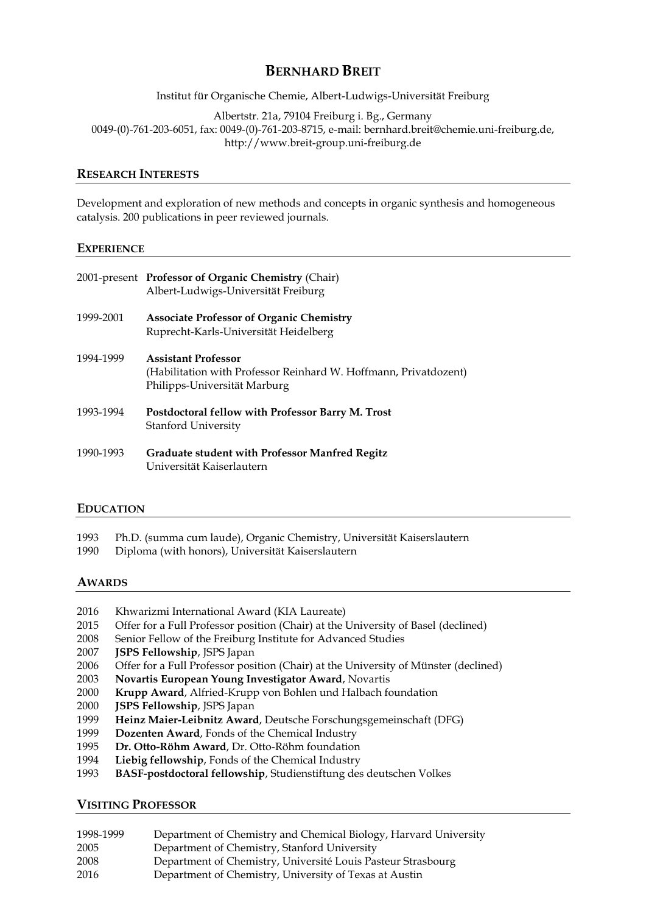# BERNHARD BREIT

Institut für Organische Chemie, Albert-Ludwigs-Universität Freiburg

Albertstr. 21a, 79104 Freiburg i. Bg., Germany
0049-(0)-761-203-6051, fax: 0049-(0)-761-203-8715, e-mail: bernhard.breit@chemie.uni-freiburg.de,
http://www.breit-group.uni-freiburg.de

## RESEARCH INTERESTS

Development and exploration of new methods and concepts in organic synthesis and homogeneous catalysis. 200 publications in peer reviewed journals.

## EXPERIENCE

2001-present **Professor of Organic Chemistry** (Chair)
Albert-Ludwigs-Universität Freiburg

1999-2001 **Associate Professor of Organic Chemistry**
Ruprecht-Karls-Universität Heidelberg

1994-1999 **Assistant Professor**
(Habilitation with Professor Reinhard W. Hoffmann, Privatdozent)
Philipps-Universität Marburg

1993-1994 **Postdoctoral fellow with Professor Barry M. Trost**
Stanford University

1990-1993 **Graduate student with Professor Manfred Regitz**
Universität Kaiserlautern

## EDUCATION

1993 Ph.D. (summa cum laude), Organic Chemistry, Universität Kaiserslautern
1990 Diploma (with honors), Universität Kaiserslautern

## AWARDS

2016 Khwarizmi International Award (KIA Laureate)
2015 Offer for a Full Professor position (Chair) at the University of Basel (declined)
2008 Senior Fellow of the Freiburg Institute for Advanced Studies
2007 **JSPS Fellowship**, JSPS Japan
2006 Offer for a Full Professor position (Chair) at the University of Münster (declined)
2003 **Novartis European Young Investigator Award**, Novartis
2000 **Krupp Award**, Alfried-Krupp von Bohlen und Halbach foundation
2000 **JSPS Fellowship**, JSPS Japan
1999 **Heinz Maier-Leibnitz Award**, Deutsche Forschungsgemeinschaft (DFG)
1999 **Dozenten Award**, Fonds of the Chemical Industry
1995 **Dr. Otto-Röhm Award**, Dr. Otto-Röhm foundation
1994 **Liebig fellowship**, Fonds of the Chemical Industry
1993 **BASF-postdoctoral fellowship**, Studienstiftung des deutschen Volkes

## VISITING PROFESSOR

1998-1999 Department of Chemistry and Chemical Biology, Harvard University
2005 Department of Chemistry, Stanford University
2008 Department of Chemistry, Université Louis Pasteur Strasbourg
2016 Department of Chemistry, University of Texas at Austin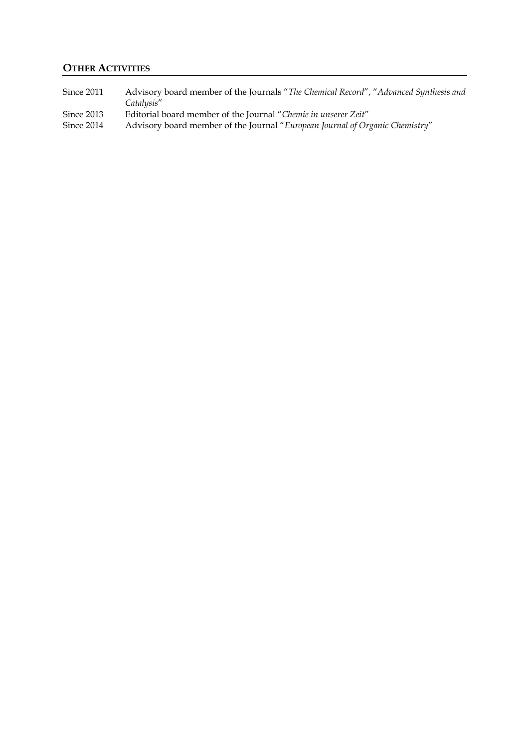## OTHER ACTIVITIES

| | |
|---|---|
| Since 2011 | Advisory board member of the Journals "*The Chemical Record*", "*Advanced Synthesis and Catalysis*" |
| Since 2013 | Editorial board member of the Journal "*Chemie in unserer Zeit*" |
| Since 2014 | Advisory board member of the Journal "*European Journal of Organic Chemistry*" |